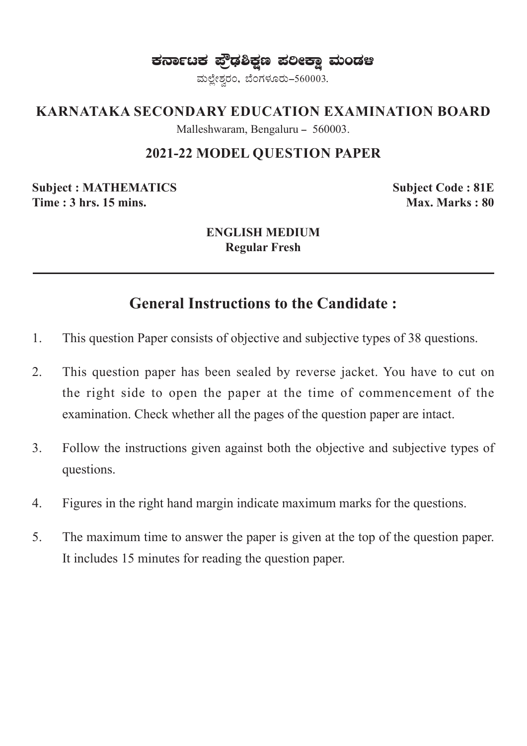# ಕರ್ನಾಟಕ ಪ್ರೌಢಶಿಕ್ಷಣ ಪರೀಕ್ಷಾ ಮಂಡಳಿ

ಮಲ್ಲೇಶ್ವರಂ, ಬೆಂಗಳೂರು–560003.

## KARNATAKA SECONDARY EDUCATION EXAMINATION BOARD

Malleshwaram, Bengaluru – 560003.

### 2021-22 MODEL QUESTION PAPER

**Subject : MATHEMATICS** | **Subject Code : 81E**

**Time : 3 hrs. 15 mins.** | **Max. Marks : 80**

**ENGLISH MEDIUM**

**Regular Fresh**

---

## General Instructions to the Candidate :

1. This question Paper consists of objective and subjective types of 38 questions.
2. This question paper has been sealed by reverse jacket. You have to cut on the right side to open the paper at the time of commencement of the examination. Check whether all the pages of the question paper are intact.
3. Follow the instructions given against both the objective and subjective types of questions.
4. Figures in the right hand margin indicate maximum marks for the questions.
5. The maximum time to answer the paper is given at the top of the question paper. It includes 15 minutes for reading the question paper.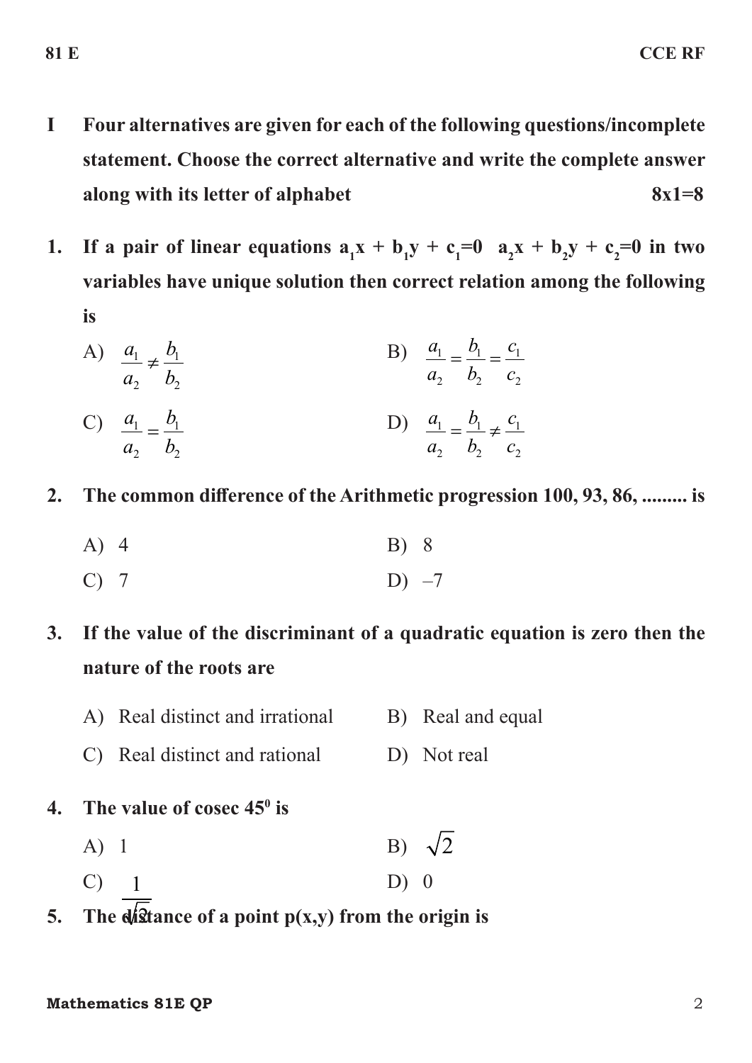**I** **Four alternatives are given for each of the following questions/incomplete statement. Choose the correct alternative and write the complete answer along with its letter of alphabet** **8x1=8**

**1. If a pair of linear equations $a_1x + b_1y + c_1=0$ $a_2x + b_2y + c_2=0$ in two variables have unique solution then correct relation among the following is**

A) $\frac{a_1}{a_2} \neq \frac{b_1}{b_2}$

B) $\frac{a_1}{a_2} = \frac{b_1}{b_2} = \frac{c_1}{c_2}$

C) $\frac{a_1}{a_2} = \frac{b_1}{b_2}$

D) $\frac{a_1}{a_2} = \frac{b_1}{b_2} \neq \frac{c_1}{c_2}$

**2. The common difference of the Arithmetic progression 100, 93, 86, ......... is**

A) 4

B) 8

C) 7

D) –7

**3. If the value of the discriminant of a quadratic equation is zero then the nature of the roots are**

A) Real distinct and irrational

B) Real and equal

C) Real distinct and rational

D) Not real

**4. The value of cosec $45^0$ is**

A) 1

B) $\sqrt{2}$

C) $\frac{1}{\sqrt{2}}$

D) 0

**5. The distance of a point p(x,y) from the origin is**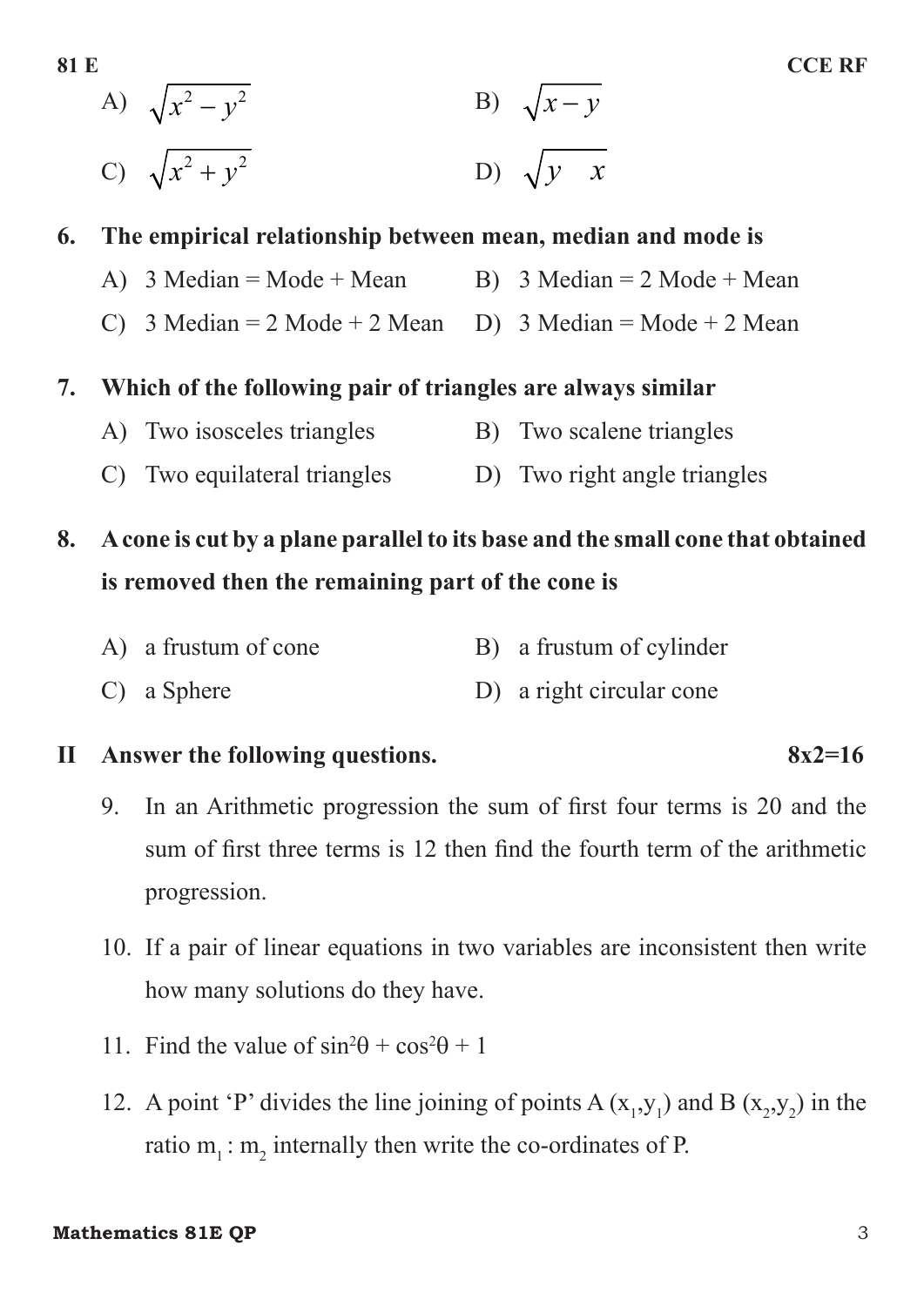A) $\sqrt{x^2 - y^2}$ B) $\sqrt{x - y}$

C) $\sqrt{x^2 + y^2}$ D) $\sqrt{y \quad x}$

**6. The empirical relationship between mean, median and mode is**

A) 3 Median = Mode + Mean B) 3 Median = 2 Mode + Mean

C) 3 Median = 2 Mode + 2 Mean D) 3 Median = Mode + 2 Mean

**7. Which of the following pair of triangles are always similar**

A) Two isosceles triangles B) Two scalene triangles

C) Two equilateral triangles D) Two right angle triangles

**8. A cone is cut by a plane parallel to its base and the small cone that obtained is removed then the remaining part of the cone is**

A) a frustum of cone B) a frustum of cylinder

C) a Sphere D) a right circular cone

**II Answer the following questions.** **8x2=16**

9. In an Arithmetic progression the sum of first four terms is 20 and the sum of first three terms is 12 then find the fourth term of the arithmetic progression.

10. If a pair of linear equations in two variables are inconsistent then write how many solutions do they have.

11. Find the value of $\sin^2\theta + \cos^2\theta + 1$

12. A point 'P' divides the line joining of points A $(x_1,y_1)$ and B $(x_2,y_2)$ in the ratio $m_1 : m_2$ internally then write the co-ordinates of P.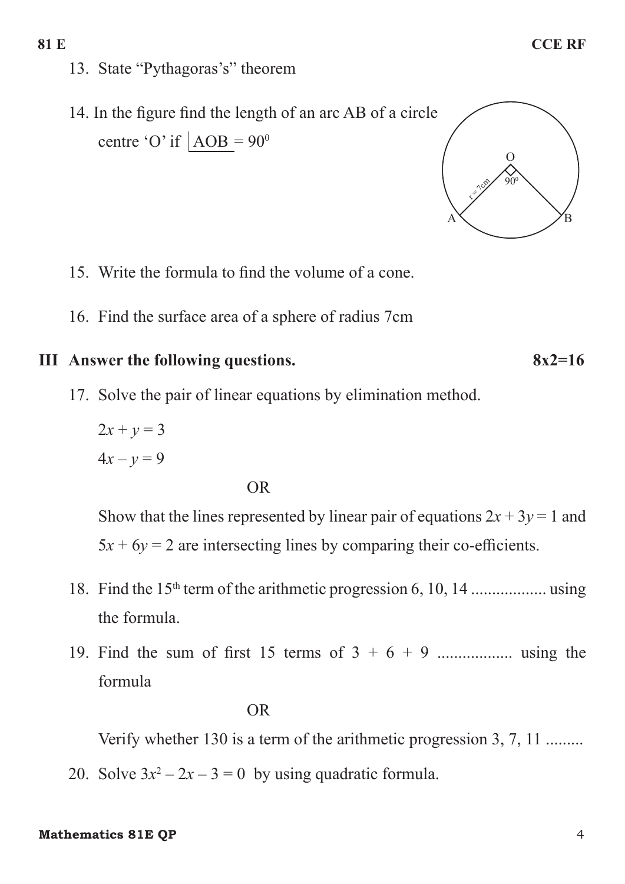13. State "Pythagoras's" theorem

14. In the figure find the length of an arc AB of a circle centre 'O' if $\angle AOB = 90^0$

15. Write the formula to find the volume of a cone.

16. Find the surface area of a sphere of radius 7cm

## III Answer the following questions. 8x2=16

17. Solve the pair of linear equations by elimination method.

    $2x + y = 3$

    $4x - y = 9$

    OR

    Show that the lines represented by linear pair of equations $2x + 3y = 1$ and $5x + 6y = 2$ are intersecting lines by comparing their co-efficients.

18. Find the $15^{th}$ term of the arithmetic progression 6, 10, 14 .................. using the formula.

19. Find the sum of first 15 terms of 3 + 6 + 9 .................. using the formula

    OR

    Verify whether 130 is a term of the arithmetic progression 3, 7, 11 .........

20. Solve $3x^2 - 2x - 3 = 0$ by using quadratic formula.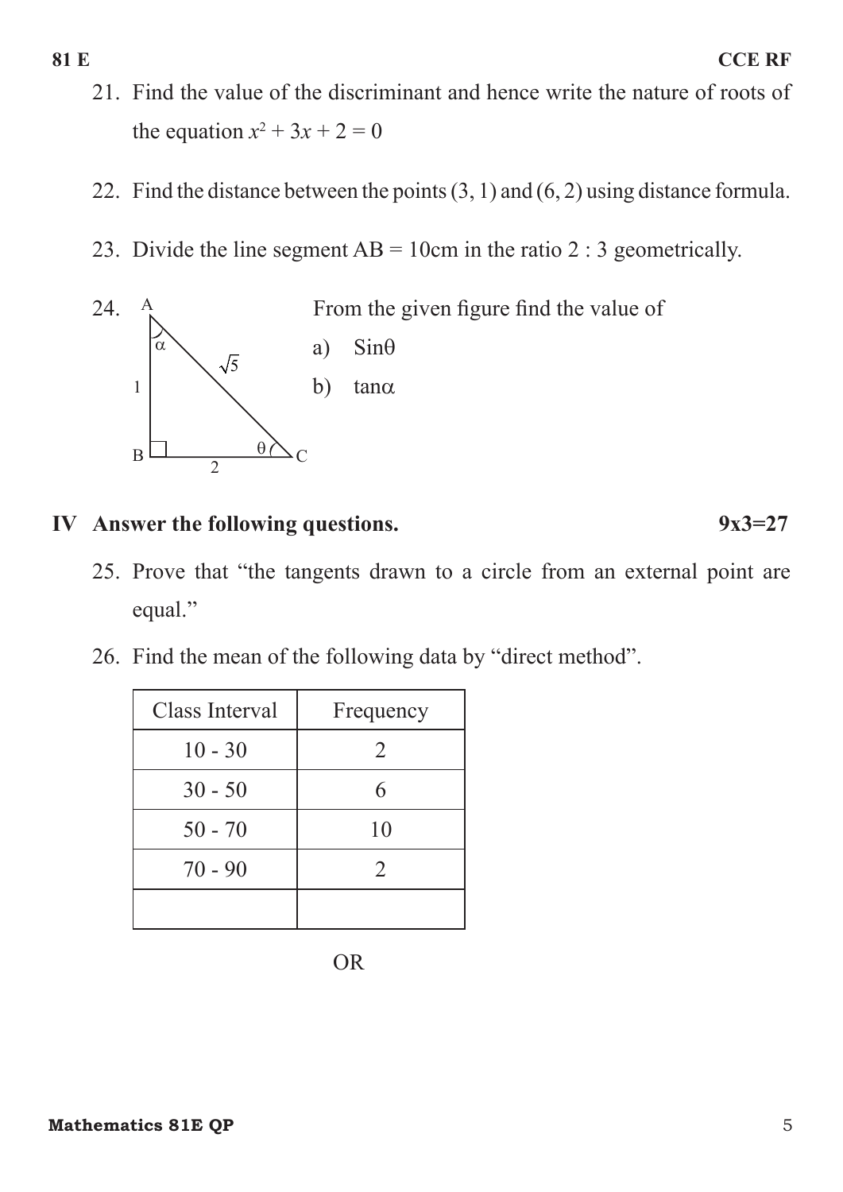21. Find the value of the discriminant and hence write the nature of roots of the equation $x^2 + 3x + 2 = 0$

22. Find the distance between the points (3, 1) and (6, 2) using distance formula.

23. Divide the line segment AB = 10cm in the ratio 2 : 3 geometrically.

24. From the given figure find the value of

    a) $\sin\theta$

    b) $\tan\alpha$

    (Figure: right triangle ABC, right angle at B, AB = 1, BC = 2, AC = $\sqrt{5}$, angle $\alpha$ at A, angle $\theta$ at C)

## IV Answer the following questions. 9x3=27

25. Prove that "the tangents drawn to a circle from an external point are equal."

26. Find the mean of the following data by "direct method".

| Class Interval | Frequency |
|---|---|
| 10 - 30 | 2 |
| 30 - 50 | 6 |
| 50 - 70 | 10 |
| 70 - 90 | 2 |
| | |

OR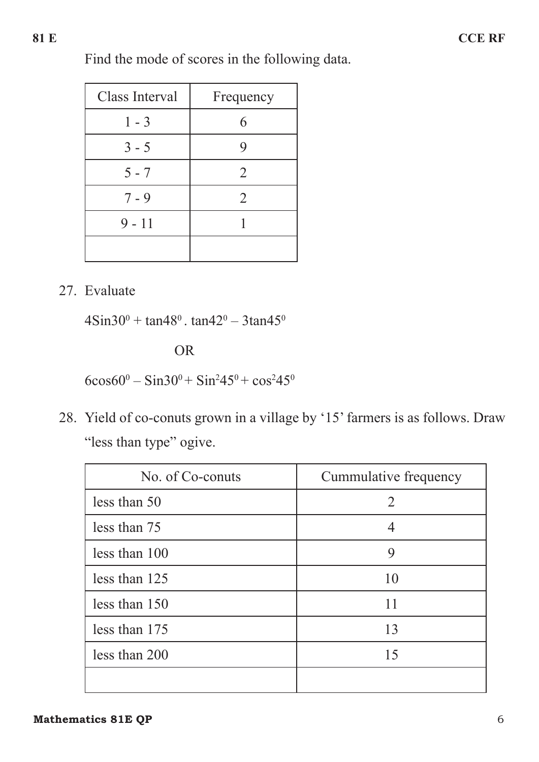Find the mode of scores in the following data.

| Class Interval | Frequency |
|---|---|
| 1 - 3 | 6 |
| 3 - 5 | 9 |
| 5 - 7 | 2 |
| 7 - 9 | 2 |
| 9 - 11 | 1 |
| | |

27. Evaluate

    $4\text{Sin}30^0 + \tan 48^0 . \tan 42^0 - 3\tan 45^0$

    OR

    $6\cos 60^0 - \text{Sin}30^0 + \text{Sin}^2 45^0 + \cos^2 45^0$

28. Yield of co-conuts grown in a village by '15' farmers is as follows. Draw "less than type" ogive.

| No. of Co-conuts | Cummulative frequency |
|---|---|
| less than 50 | 2 |
| less than 75 | 4 |
| less than 100 | 9 |
| less than 125 | 10 |
| less than 150 | 11 |
| less than 175 | 13 |
| less than 200 | 15 |
| | |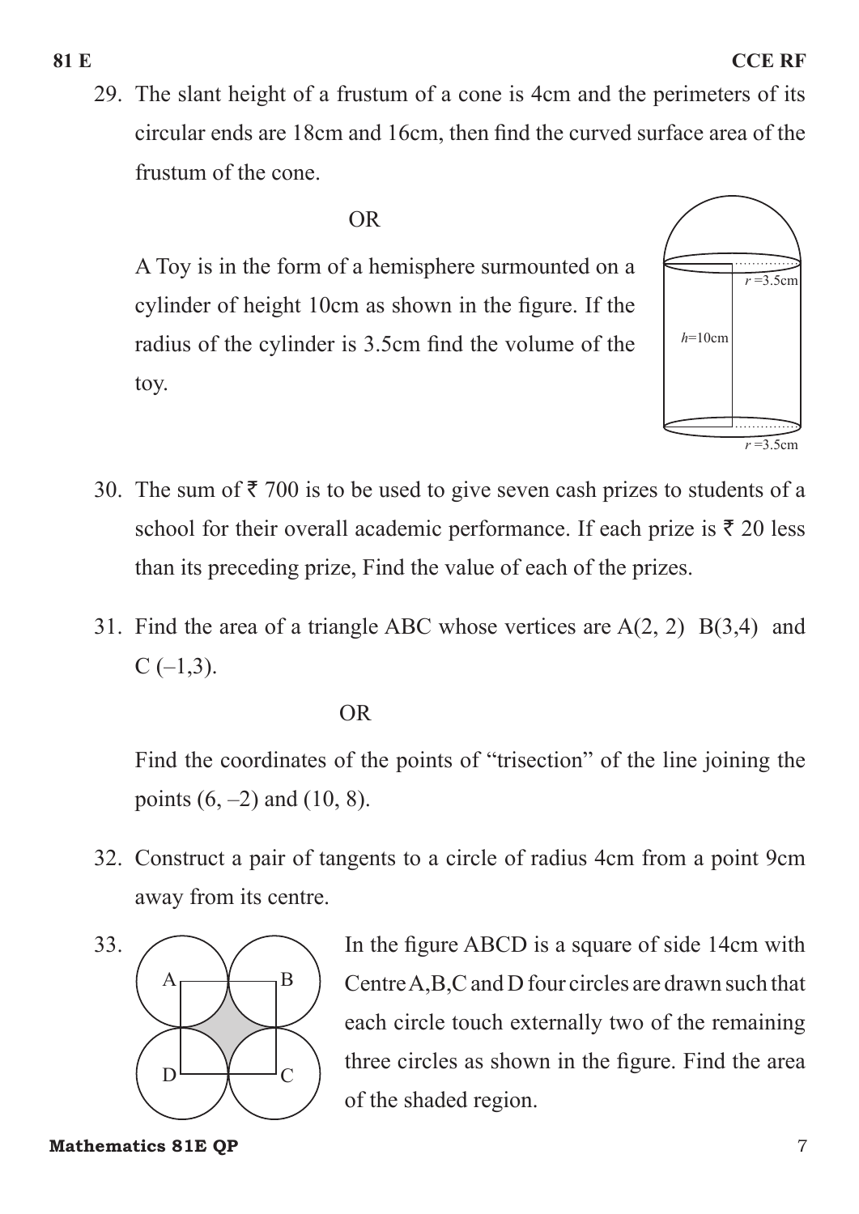29. The slant height of a frustum of a cone is 4cm and the perimeters of its circular ends are 18cm and 16cm, then find the curved surface area of the frustum of the cone.

OR

A Toy is in the form of a hemisphere surmounted on a cylinder of height 10cm as shown in the figure. If the radius of the cylinder is 3.5cm find the volume of the toy.

30. The sum of ₹ 700 is to be used to give seven cash prizes to students of a school for their overall academic performance. If each prize is ₹ 20 less than its preceding prize, Find the value of each of the prizes.

31. Find the area of a triangle ABC whose vertices are A(2, 2) B(3,4) and C (–1,3).

OR

Find the coordinates of the points of "trisection" of the line joining the points (6, –2) and (10, 8).

32. Construct a pair of tangents to a circle of radius 4cm from a point 9cm away from its centre.

33. In the figure ABCD is a square of side 14cm with Centre A,B,C and D four circles are drawn such that each circle touch externally two of the remaining three circles as shown in the figure. Find the area of the shaded region.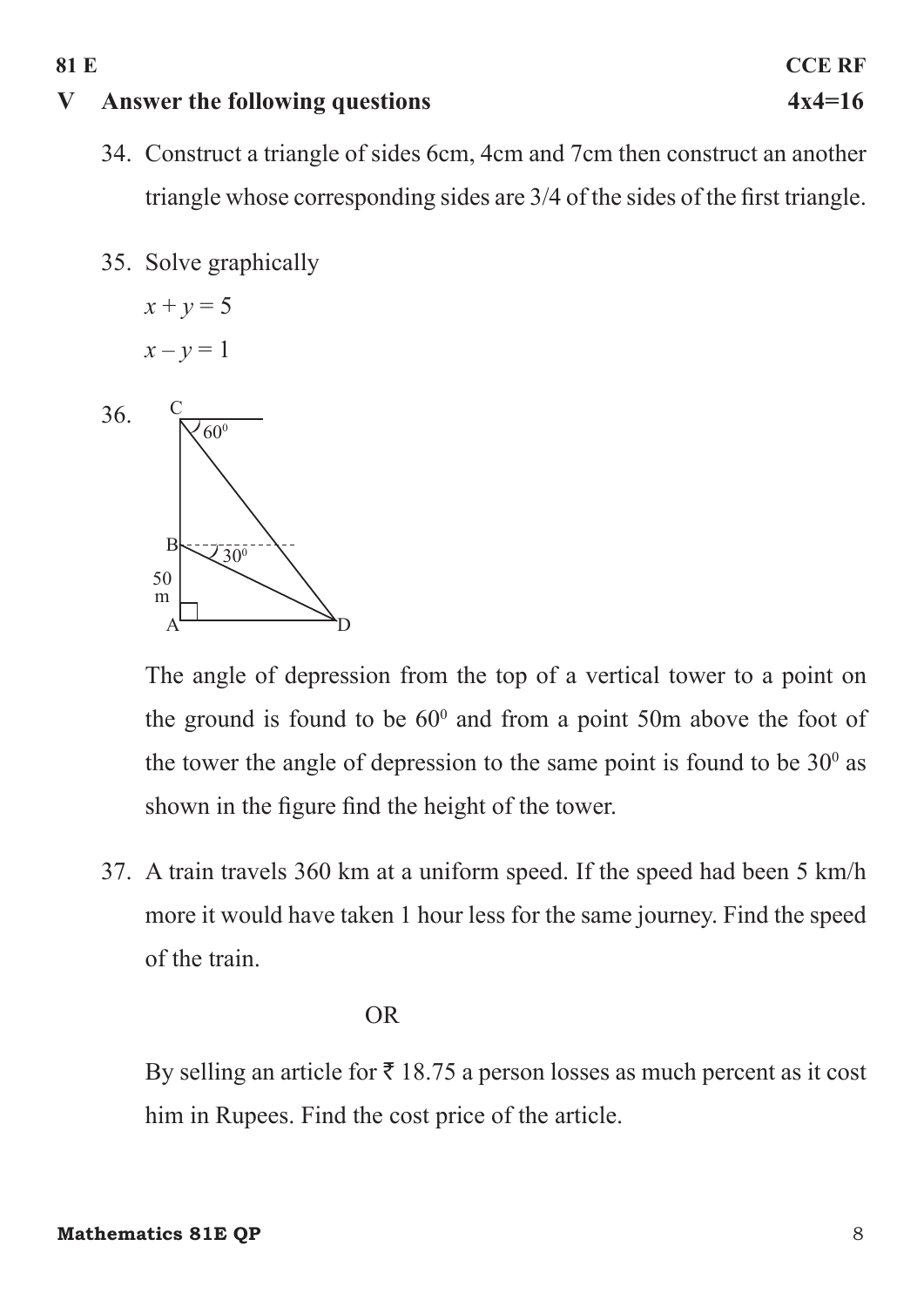## V Answer the following questions 4x4=16

34. Construct a triangle of sides 6cm, 4cm and 7cm then construct an another triangle whose corresponding sides are 3/4 of the sides of the first triangle.

35. Solve graphically

    $x + y = 5$

    $x - y = 1$

36. The angle of depression from the top of a vertical tower to a point on the ground is found to be $60^0$ and from a point 50m above the foot of the tower the angle of depression to the same point is found to be $30^0$ as shown in the figure find the height of the tower.

37. A train travels 360 km at a uniform speed. If the speed had been 5 km/h more it would have taken 1 hour less for the same journey. Find the speed of the train.

    OR

    By selling an article for ₹ 18.75 a person losses as much percent as it cost him in Rupees. Find the cost price of the article.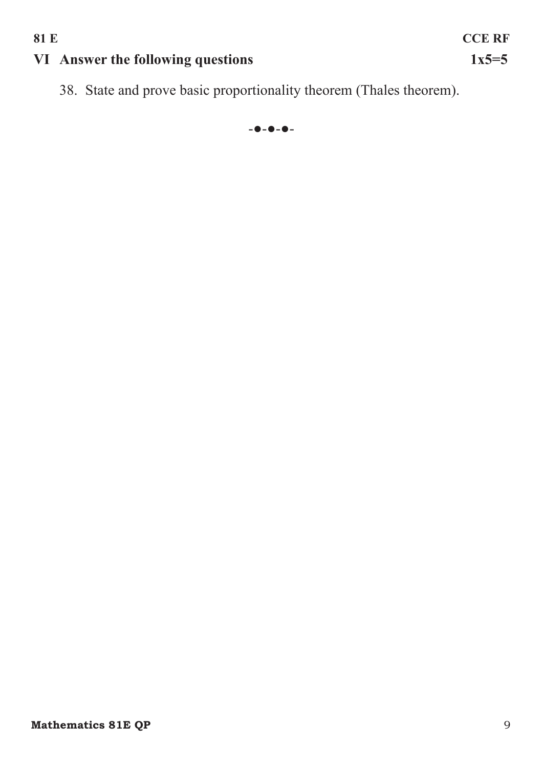## VI Answer the following questions 1x5=5

38. State and prove basic proportionality theorem (Thales theorem).

-●-●-●-